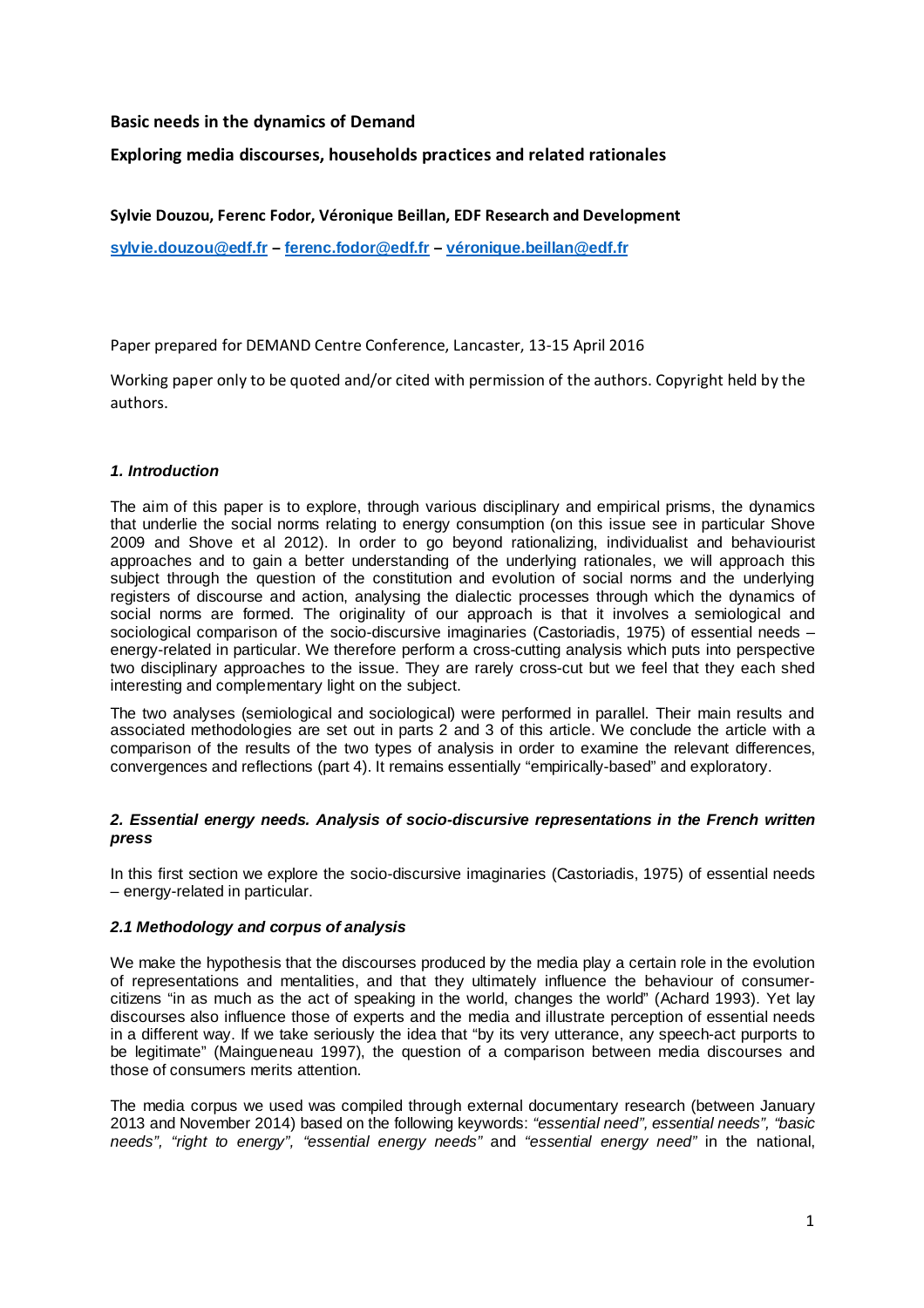# Basic needs in the dynamics of Demand

## Exploring media discourses, households practices and related rationales

**Sylvie Douzou, Ferenc Fodor, Véronique Beillan, EDF Research and Development**

**sylvie.douzou@edf.fr – ferenc.fodor@edf.fr – véronique.beillan@edf.fr**

Paper prepared for DEMAND Centre Conference, Lancaster, 13-15 April 2016

Working paper only to be quoted and/or cited with permission of the authors. Copyright held by the authors.

### *1. Introduction*

The aim of this paper is to explore, through various disciplinary and empirical prisms, the dynamics that underlie the social norms relating to energy consumption (on this issue see in particular Shove 2009 and Shove et al 2012). In order to go beyond rationalizing, individualist and behaviourist approaches and to gain a better understanding of the underlying rationales, we will approach this subject through the question of the constitution and evolution of social norms and the underlying registers of discourse and action, analysing the dialectic processes through which the dynamics of social norms are formed. The originality of our approach is that it involves a semiological and sociological comparison of the socio-discursive imaginaries (Castoriadis, 1975) of essential needs – energy-related in particular. We therefore perform a cross-cutting analysis which puts into perspective two disciplinary approaches to the issue. They are rarely cross-cut but we feel that they each shed interesting and complementary light on the subject.

The two analyses (semiological and sociological) were performed in parallel. Their main results and associated methodologies are set out in parts 2 and 3 of this article. We conclude the article with a comparison of the results of the two types of analysis in order to examine the relevant differences, convergences and reflections (part 4). It remains essentially "empirically-based" and exploratory.

### *2. Essential energy needs. Analysis of socio-discursive representations in the French written press*

In this first section we explore the socio-discursive imaginaries (Castoriadis, 1975) of essential needs – energy-related in particular.

#### *2.1 Methodology and corpus of analysis*

We make the hypothesis that the discourses produced by the media play a certain role in the evolution of representations and mentalities, and that they ultimately influence the behaviour of consumer-citizens "in as much as the act of speaking in the world, changes the world" (Achard 1993). Yet lay discourses also influence those of experts and the media and illustrate perception of essential needs in a different way. If we take seriously the idea that "by its very utterance, any speech-act purports to be legitimate" (Maingueneau 1997), the question of a comparison between media discourses and those of consumers merits attention.

The media corpus we used was compiled through external documentary research (between January 2013 and November 2014) based on the following keywords: *"essential need", essential needs", "basic needs", "right to energy", "essential energy needs"* and *"essential energy need"* in the national,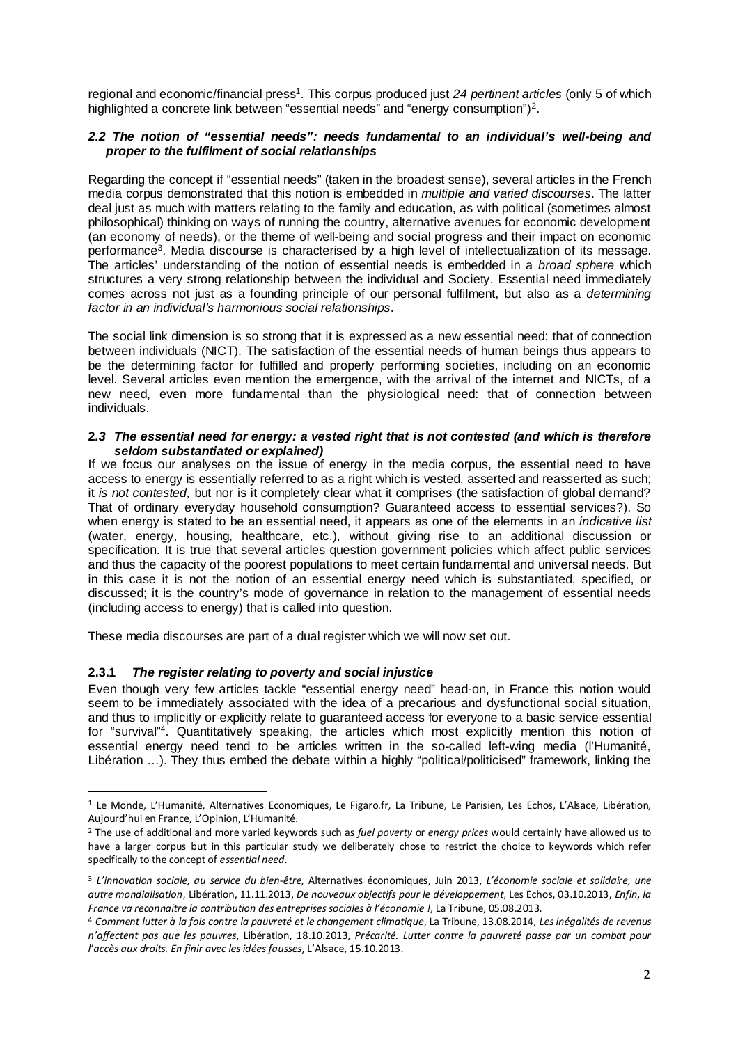regional and economic/financial press[1]. This corpus produced just *24 pertinent articles* (only 5 of which highlighted a concrete link between "essential needs" and "energy consumption")[2].

### *2.2 The notion of "essential needs": needs fundamental to an individual's well-being and proper to the fulfilment of social relationships*

Regarding the concept if "essential needs" (taken in the broadest sense), several articles in the French media corpus demonstrated that this notion is embedded in *multiple and varied discourses*. The latter deal just as much with matters relating to the family and education, as with political (sometimes almost philosophical) thinking on ways of running the country, alternative avenues for economic development (an economy of needs), or the theme of well-being and social progress and their impact on economic performance[3]. Media discourse is characterised by a high level of intellectualization of its message. The articles' understanding of the notion of essential needs is embedded in a *broad sphere* which structures a very strong relationship between the individual and Society. Essential need immediately comes across not just as a founding principle of our personal fulfilment, but also as a *determining factor in an individual's harmonious social relationships*.

The social link dimension is so strong that it is expressed as a new essential need: that of connection between individuals (NICT). The satisfaction of the essential needs of human beings thus appears to be the determining factor for fulfilled and properly performing societies, including on an economic level. Several articles even mention the emergence, with the arrival of the internet and NICTs, of a new need, even more fundamental than the physiological need: that of connection between individuals.

### **2.*3 The essential need for energy: a vested right that is not contested (and which is therefore seldom substantiated or explained)***

If we focus our analyses on the issue of energy in the media corpus, the essential need to have access to energy is essentially referred to as a right which is vested, asserted and reasserted as such; it *is not contested*, but nor is it completely clear what it comprises (the satisfaction of global demand? That of ordinary everyday household consumption? Guaranteed access to essential services?). So when energy is stated to be an essential need, it appears as one of the elements in an *indicative list* (water, energy, housing, healthcare, etc.), without giving rise to an additional discussion or specification. It is true that several articles question government policies which affect public services and thus the capacity of the poorest populations to meet certain fundamental and universal needs. But in this case it is not the notion of an essential energy need which is substantiated, specified, or discussed; it is the country's mode of governance in relation to the management of essential needs (including access to energy) that is called into question.

These media discourses are part of a dual register which we will now set out.

#### **2.3.1** ***The register relating to poverty and social injustice***

Even though very few articles tackle "essential energy need" head-on, in France this notion would seem to be immediately associated with the idea of a precarious and dysfunctional social situation, and thus to implicitly or explicitly relate to guaranteed access for everyone to a basic service essential for "survival"[4]. Quantitatively speaking, the articles which most explicitly mention this notion of essential energy need tend to be articles written in the so-called left-wing media (l'Humanité, Libération …). They thus embed the debate within a highly "political/politicised" framework, linking the

---

[1] Le Monde, L'Humanité, Alternatives Economiques, Le Figaro.fr, La Tribune, Le Parisien, Les Echos, L'Alsace, Libération, Aujourd'hui en France, L'Opinion, L'Humanité.

[2] The use of additional and more varied keywords such as *fuel poverty* or *energy prices* would certainly have allowed us to have a larger corpus but in this particular study we deliberately chose to restrict the choice to keywords which refer specifically to the concept of *essential need*.

[3] *L'innovation sociale, au service du bien-être*, Alternatives économiques, Juin 2013, *L'économie sociale et solidaire, une autre mondialisation*, Libération, 11.11.2013, *De nouveaux objectifs pour le développement*, Les Echos, 03.10.2013, *Enfin, la France va reconnaitre la contribution des entreprises sociales à l'économie !*, La Tribune, 05.08.2013.

[4] *Comment lutter à la fois contre la pauvreté et le changement climatique*, La Tribune, 13.08.2014, *Les inégalités de revenus n'affectent pas que les pauvres*, Libération, 18.10.2013, *Précarité. Lutter contre la pauvreté passe par un combat pour l'accès aux droits. En finir avec les idées fausses*, L'Alsace, 15.10.2013.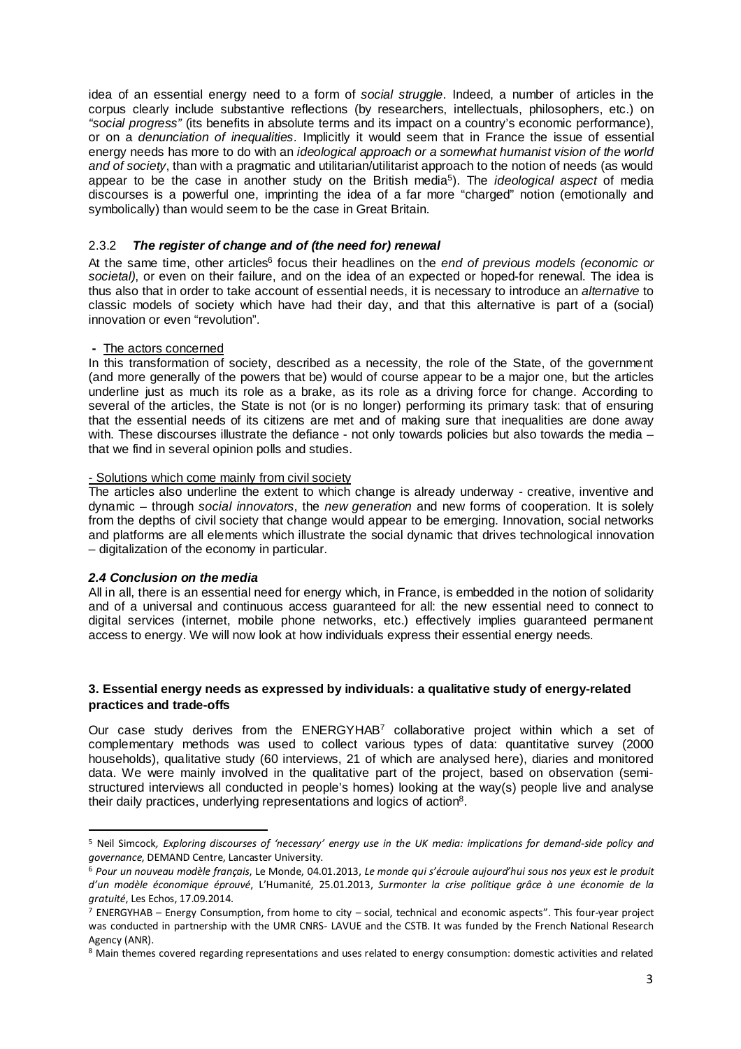idea of an essential energy need to a form of *social struggle*. Indeed, a number of articles in the corpus clearly include substantive reflections (by researchers, intellectuals, philosophers, etc.) on *"social progress"* (its benefits in absolute terms and its impact on a country's economic performance), or on a *denunciation of inequalities*. Implicitly it would seem that in France the issue of essential energy needs has more to do with an *ideological approach or a somewhat humanist vision of the world and of society*, than with a pragmatic and utilitarian/utilitarist approach to the notion of needs (as would appear to be the case in another study on the British media[5]). The *ideological aspect* of media discourses is a powerful one, imprinting the idea of a far more "charged" notion (emotionally and symbolically) than would seem to be the case in Great Britain.

### 2.3.2 ***The register of change and of (the need for) renewal***

At the same time, other articles[6] focus their headlines on the *end of previous models (economic or societal)*, or even on their failure, and on the idea of an expected or hoped-for renewal. The idea is thus also that in order to take account of essential needs, it is necessary to introduce an *alternative* to classic models of society which have had their day, and that this alternative is part of a (social) innovation or even "revolution".

**-** <u>The actors concerned</u>

In this transformation of society, described as a necessity, the role of the State, of the government (and more generally of the powers that be) would of course appear to be a major one, but the articles underline just as much its role as a brake, as its role as a driving force for change. According to several of the articles, the State is not (or is no longer) performing its primary task: that of ensuring that the essential needs of its citizens are met and of making sure that inequalities are done away with. These discourses illustrate the defiance - not only towards policies but also towards the media – that we find in several opinion polls and studies.

<u>- Solutions which come mainly from civil society</u>

The articles also underline the extent to which change is already underway - creative, inventive and dynamic – through *social innovators*, the *new generation* and new forms of cooperation. It is solely from the depths of civil society that change would appear to be emerging. Innovation, social networks and platforms are all elements which illustrate the social dynamic that drives technological innovation – digitalization of the economy in particular.

### ***2.4 Conclusion on the media***

All in all, there is an essential need for energy which, in France, is embedded in the notion of solidarity and of a universal and continuous access guaranteed for all: the new essential need to connect to digital services (internet, mobile phone networks, etc.) effectively implies guaranteed permanent access to energy. We will now look at how individuals express their essential energy needs.

## **3. Essential energy needs as expressed by individuals: a qualitative study of energy-related practices and trade-offs**

Our case study derives from the ENERGYHAB[7] collaborative project within which a set of complementary methods was used to collect various types of data: quantitative survey (2000 households), qualitative study (60 interviews, 21 of which are analysed here), diaries and monitored data. We were mainly involved in the qualitative part of the project, based on observation (semi-structured interviews all conducted in people's homes) looking at the way(s) people live and analyse their daily practices, underlying representations and logics of action[8].

---

[5] Neil Simcock, *Exploring discourses of 'necessary' energy use in the UK media: implications for demand-side policy and governance*, DEMAND Centre, Lancaster University.

[6] *Pour un nouveau modèle français*, Le Monde, 04.01.2013, *Le monde qui s'écroule aujourd'hui sous nos yeux est le produit d'un modèle économique éprouvé*, L'Humanité, 25.01.2013, *Surmonter la crise politique grâce à une économie de la gratuité*, Les Echos, 17.09.2014.

[7] ENERGYHAB – Energy Consumption, from home to city – social, technical and economic aspects". This four-year project was conducted in partnership with the UMR CNRS- LAVUE and the CSTB. It was funded by the French National Research Agency (ANR).

[8] Main themes covered regarding representations and uses related to energy consumption: domestic activities and related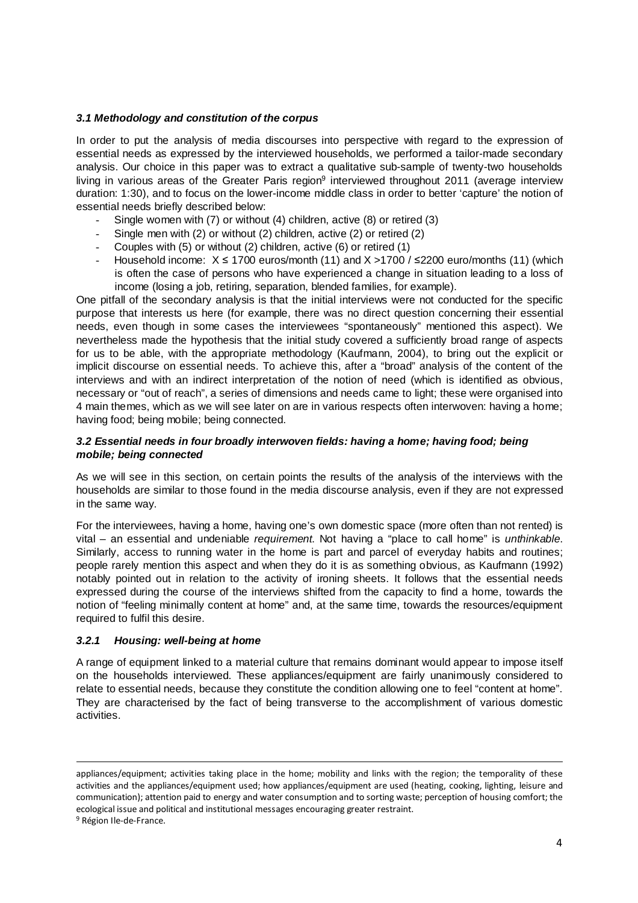### *3.1 Methodology and constitution of the corpus*

In order to put the analysis of media discourses into perspective with regard to the expression of essential needs as expressed by the interviewed households, we performed a tailor-made secondary analysis. Our choice in this paper was to extract a qualitative sub-sample of twenty-two households living in various areas of the Greater Paris region[9] interviewed throughout 2011 (average interview duration: 1:30), and to focus on the lower-income middle class in order to better 'capture' the notion of essential needs briefly described below:

- Single women with (7) or without (4) children, active (8) or retired (3)
- Single men with (2) or without (2) children, active (2) or retired (2)
- Couples with (5) or without (2) children, active (6) or retired (1)
- Household income: $X \leq 1700$ euros/month (11) and $X > 1700$ / $\leq 2200$ euro/months (11) (which is often the case of persons who have experienced a change in situation leading to a loss of income (losing a job, retiring, separation, blended families, for example).

One pitfall of the secondary analysis is that the initial interviews were not conducted for the specific purpose that interests us here (for example, there was no direct question concerning their essential needs, even though in some cases the interviewees "spontaneously" mentioned this aspect). We nevertheless made the hypothesis that the initial study covered a sufficiently broad range of aspects for us to be able, with the appropriate methodology (Kaufmann, 2004), to bring out the explicit or implicit discourse on essential needs. To achieve this, after a "broad" analysis of the content of the interviews and with an indirect interpretation of the notion of need (which is identified as obvious, necessary or "out of reach", a series of dimensions and needs came to light; these were organised into 4 main themes, which as we will see later on are in various respects often interwoven: having a home; having food; being mobile; being connected.

### *3.2 Essential needs in four broadly interwoven fields: having a home; having food; being mobile; being connected*

As we will see in this section, on certain points the results of the analysis of the interviews with the households are similar to those found in the media discourse analysis, even if they are not expressed in the same way.

For the interviewees, having a home, having one's own domestic space (more often than not rented) is vital – an essential and undeniable *requirement*. Not having a "place to call home" is *unthinkable*. Similarly, access to running water in the home is part and parcel of everyday habits and routines; people rarely mention this aspect and when they do it is as something obvious, as Kaufmann (1992) notably pointed out in relation to the activity of ironing sheets. It follows that the essential needs expressed during the course of the interviews shifted from the capacity to find a home, towards the notion of "feeling minimally content at home" and, at the same time, towards the resources/equipment required to fulfil this desire.

#### *3.2.1 Housing: well-being at home*

A range of equipment linked to a material culture that remains dominant would appear to impose itself on the households interviewed. These appliances/equipment are fairly unanimously considered to relate to essential needs, because they constitute the condition allowing one to feel "content at home". They are characterised by the fact of being transverse to the accomplishment of various domestic activities.

---

appliances/equipment; activities taking place in the home; mobility and links with the region; the temporality of these activities and the appliances/equipment used; how appliances/equipment are used (heating, cooking, lighting, leisure and communication); attention paid to energy and water consumption and to sorting waste; perception of housing comfort; the ecological issue and political and institutional messages encouraging greater restraint.

[9] Région Ile-de-France.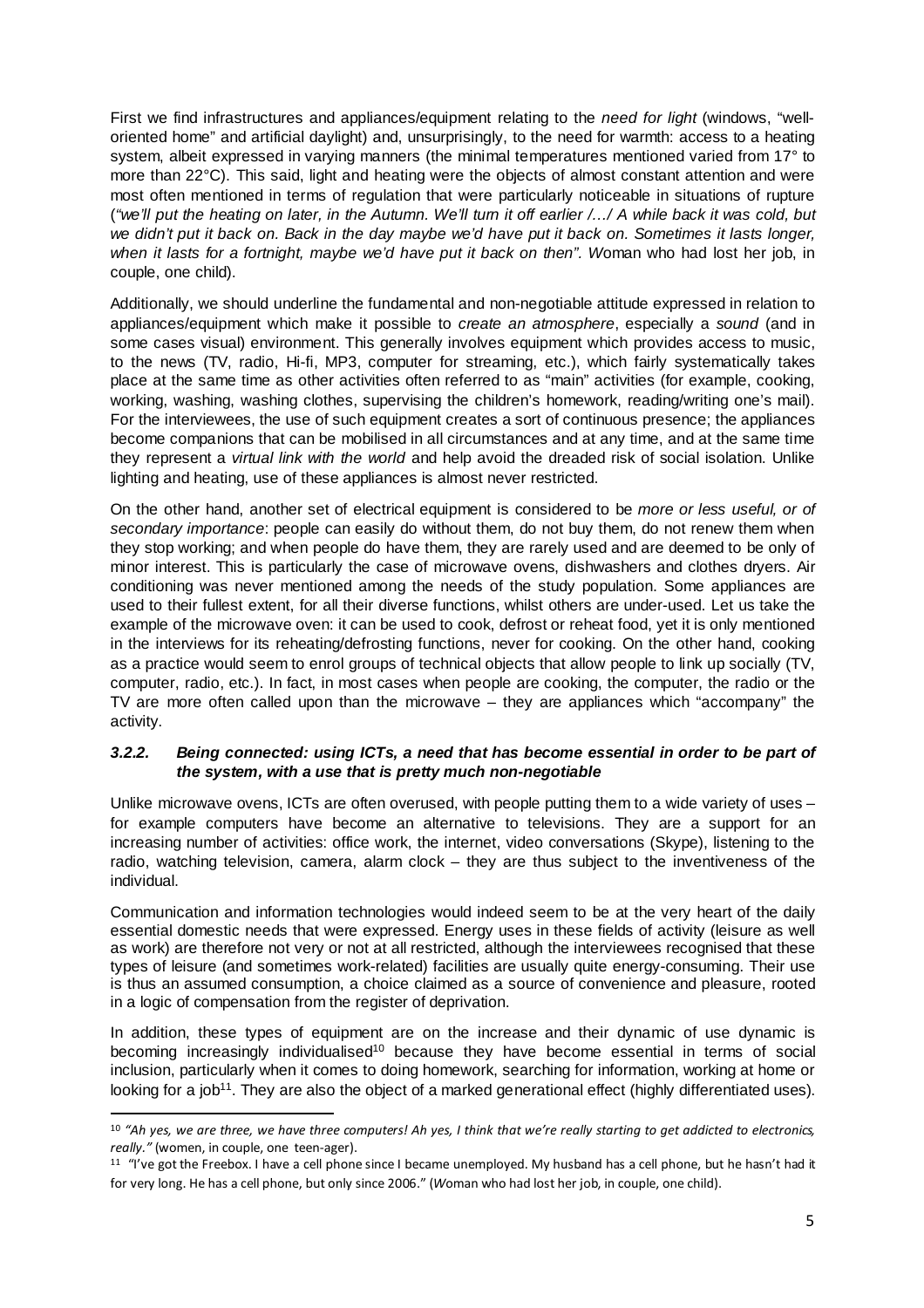First we find infrastructures and appliances/equipment relating to the *need for light* (windows, "well-oriented home" and artificial daylight) and, unsurprisingly, to the need for warmth: access to a heating system, albeit expressed in varying manners (the minimal temperatures mentioned varied from 17° to more than 22°C). This said, light and heating were the objects of almost constant attention and were most often mentioned in terms of regulation that were particularly noticeable in situations of rupture (*"we'll put the heating on later, in the Autumn. We'll turn it off earlier /…/ A while back it was cold, but we didn't put it back on. Back in the day maybe we'd have put it back on. Sometimes it lasts longer, when it lasts for a fortnight, maybe we'd have put it back on then". W*oman who had lost her job, in couple, one child).

Additionally, we should underline the fundamental and non-negotiable attitude expressed in relation to appliances/equipment which make it possible to *create an atmosphere*, especially a *sound* (and in some cases visual) environment. This generally involves equipment which provides access to music, to the news (TV, radio, Hi-fi, MP3, computer for streaming, etc.), which fairly systematically takes place at the same time as other activities often referred to as "main" activities (for example, cooking, working, washing, washing clothes, supervising the children's homework, reading/writing one's mail). For the interviewees, the use of such equipment creates a sort of continuous presence; the appliances become companions that can be mobilised in all circumstances and at any time, and at the same time they represent a *virtual link with the world* and help avoid the dreaded risk of social isolation. Unlike lighting and heating, use of these appliances is almost never restricted.

On the other hand, another set of electrical equipment is considered to be *more or less useful, or of secondary importance*: people can easily do without them, do not buy them, do not renew them when they stop working; and when people do have them, they are rarely used and are deemed to be only of minor interest. This is particularly the case of microwave ovens, dishwashers and clothes dryers. Air conditioning was never mentioned among the needs of the study population. Some appliances are used to their fullest extent, for all their diverse functions, whilst others are under-used. Let us take the example of the microwave oven: it can be used to cook, defrost or reheat food, yet it is only mentioned in the interviews for its reheating/defrosting functions, never for cooking. On the other hand, cooking as a practice would seem to enrol groups of technical objects that allow people to link up socially (TV, computer, radio, etc.). In fact, in most cases when people are cooking, the computer, the radio or the TV are more often called upon than the microwave – they are appliances which "accompany" the activity.

### *3.2.2. Being connected: using ICTs, a need that has become essential in order to be part of the system, with a use that is pretty much non-negotiable*

Unlike microwave ovens, ICTs are often overused, with people putting them to a wide variety of uses – for example computers have become an alternative to televisions. They are a support for an increasing number of activities: office work, the internet, video conversations (Skype), listening to the radio, watching television, camera, alarm clock – they are thus subject to the inventiveness of the individual.

Communication and information technologies would indeed seem to be at the very heart of the daily essential domestic needs that were expressed. Energy uses in these fields of activity (leisure as well as work) are therefore not very or not at all restricted, although the interviewees recognised that these types of leisure (and sometimes work-related) facilities are usually quite energy-consuming. Their use is thus an assumed consumption, a choice claimed as a source of convenience and pleasure, rooted in a logic of compensation from the register of deprivation.

In addition, these types of equipment are on the increase and their dynamic of use dynamic is becoming increasingly individualised[10] because they have become essential in terms of social inclusion, particularly when it comes to doing homework, searching for information, working at home or looking for a job[11]. They are also the object of a marked generational effect (highly differentiated uses).

---

[10] *"Ah yes, we are three, we have three computers! Ah yes, I think that we're really starting to get addicted to electronics, really."* (women, in couple, one teen-ager).

[11] "I've got the Freebox. I have a cell phone since I became unemployed. My husband has a cell phone, but he hasn't had it for very long. He has a cell phone, but only since 2006." (*W*oman who had lost her job, in couple, one child).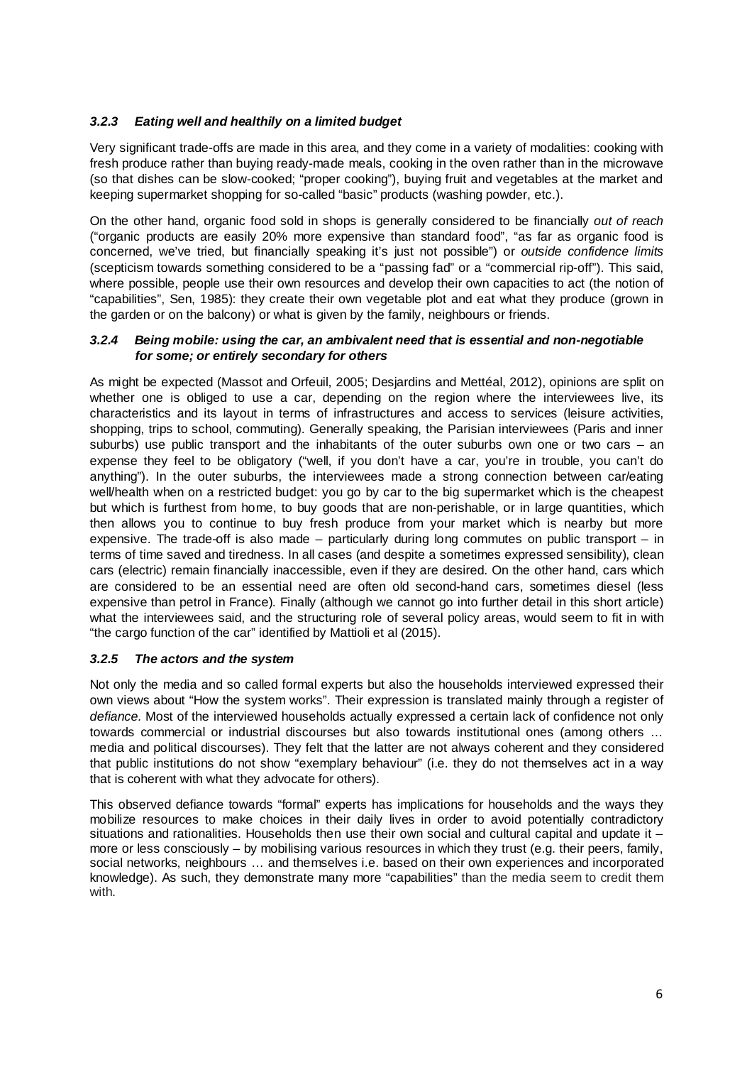### *3.2.3 Eating well and healthily on a limited budget*

Very significant trade-offs are made in this area, and they come in a variety of modalities: cooking with fresh produce rather than buying ready-made meals, cooking in the oven rather than in the microwave (so that dishes can be slow-cooked; "proper cooking"), buying fruit and vegetables at the market and keeping supermarket shopping for so-called "basic" products (washing powder, etc.).

On the other hand, organic food sold in shops is generally considered to be financially *out of reach* ("organic products are easily 20% more expensive than standard food", "as far as organic food is concerned, we've tried, but financially speaking it's just not possible") or *outside confidence limits* (scepticism towards something considered to be a "passing fad" or a "commercial rip-off"). This said, where possible, people use their own resources and develop their own capacities to act (the notion of "capabilities", Sen, 1985): they create their own vegetable plot and eat what they produce (grown in the garden or on the balcony) or what is given by the family, neighbours or friends.

### *3.2.4 Being mobile: using the car, an ambivalent need that is essential and non-negotiable for some; or entirely secondary for others*

As might be expected (Massot and Orfeuil, 2005; Desjardins and Mettéal, 2012), opinions are split on whether one is obliged to use a car, depending on the region where the interviewees live, its characteristics and its layout in terms of infrastructures and access to services (leisure activities, shopping, trips to school, commuting). Generally speaking, the Parisian interviewees (Paris and inner suburbs) use public transport and the inhabitants of the outer suburbs own one or two cars – an expense they feel to be obligatory ("well, if you don't have a car, you're in trouble, you can't do anything"). In the outer suburbs, the interviewees made a strong connection between car/eating well/health when on a restricted budget: you go by car to the big supermarket which is the cheapest but which is furthest from home, to buy goods that are non-perishable, or in large quantities, which then allows you to continue to buy fresh produce from your market which is nearby but more expensive. The trade-off is also made – particularly during long commutes on public transport – in terms of time saved and tiredness. In all cases (and despite a sometimes expressed sensibility), clean cars (electric) remain financially inaccessible, even if they are desired. On the other hand, cars which are considered to be an essential need are often old second-hand cars, sometimes diesel (less expensive than petrol in France). Finally (although we cannot go into further detail in this short article) what the interviewees said, and the structuring role of several policy areas, would seem to fit in with "the cargo function of the car" identified by Mattioli et al (2015).

### *3.2.5 The actors and the system*

Not only the media and so called formal experts but also the households interviewed expressed their own views about "How the system works". Their expression is translated mainly through a register of *defiance.* Most of the interviewed households actually expressed a certain lack of confidence not only towards commercial or industrial discourses but also towards institutional ones (among others … media and political discourses). They felt that the latter are not always coherent and they considered that public institutions do not show "exemplary behaviour" (i.e. they do not themselves act in a way that is coherent with what they advocate for others).

This observed defiance towards "formal" experts has implications for households and the ways they mobilize resources to make choices in their daily lives in order to avoid potentially contradictory situations and rationalities. Households then use their own social and cultural capital and update it – more or less consciously – by mobilising various resources in which they trust (e.g. their peers, family, social networks, neighbours … and themselves i.e. based on their own experiences and incorporated knowledge). As such, they demonstrate many more "capabilities" than the media seem to credit them with.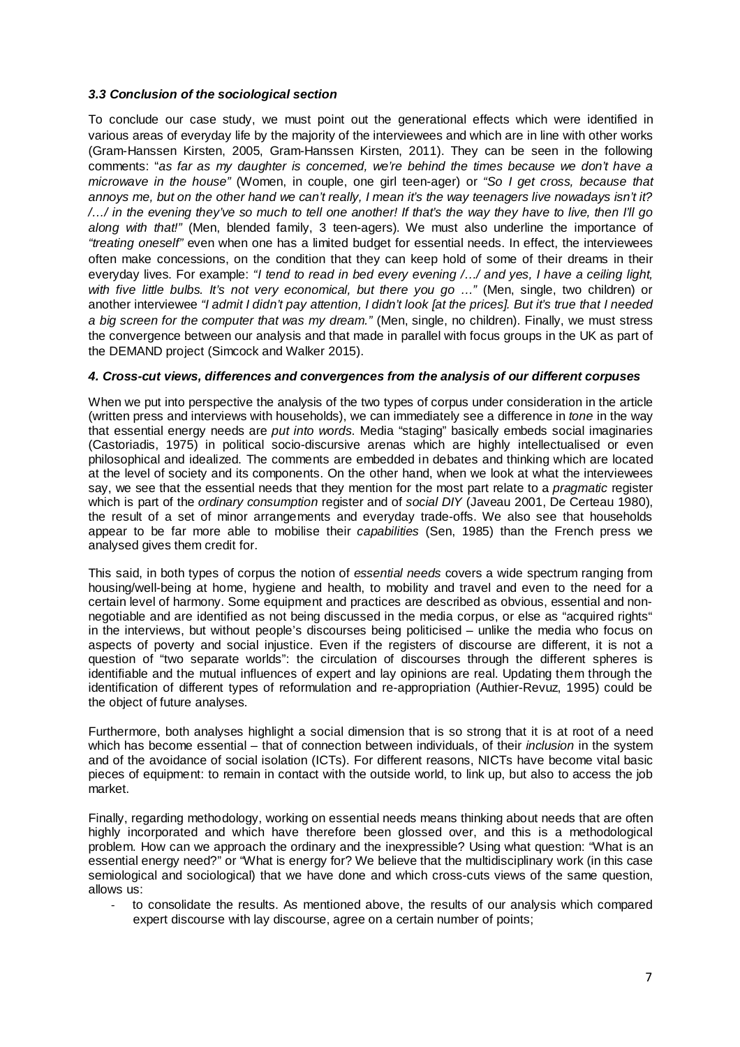### *3.3 Conclusion of the sociological section*

To conclude our case study, we must point out the generational effects which were identified in various areas of everyday life by the majority of the interviewees and which are in line with other works (Gram-Hanssen Kirsten, 2005, Gram-Hanssen Kirsten, 2011). They can be seen in the following comments: "*as far as my daughter is concerned, we're behind the times because we don't have a microwave in the house"* (Women, in couple, one girl teen-ager) or *"So I get cross, because that annoys me, but on the other hand we can't really, I mean it's the way teenagers live nowadays isn't it? /…/ in the evening they've so much to tell one another! If that's the way they have to live, then I'll go along with that!"* (Men, blended family, 3 teen-agers). We must also underline the importance of *"treating oneself"* even when one has a limited budget for essential needs. In effect, the interviewees often make concessions, on the condition that they can keep hold of some of their dreams in their everyday lives. For example: *"I tend to read in bed every evening /…/ and yes, I have a ceiling light, with five little bulbs. It's not very economical, but there you go …"* (Men, single, two children) or another interviewee *"I admit I didn't pay attention, I didn't look [at the prices]. But it's true that I needed a big screen for the computer that was my dream."* (Men, single, no children). Finally, we must stress the convergence between our analysis and that made in parallel with focus groups in the UK as part of the DEMAND project (Simcock and Walker 2015).

#### *4. Cross-cut views, differences and convergences from the analysis of our different corpuses*

When we put into perspective the analysis of the two types of corpus under consideration in the article (written press and interviews with households), we can immediately see a difference in *tone* in the way that essential energy needs are *put into words*. Media "staging" basically embeds social imaginaries (Castoriadis, 1975) in political socio-discursive arenas which are highly intellectualised or even philosophical and idealized. The comments are embedded in debates and thinking which are located at the level of society and its components. On the other hand, when we look at what the interviewees say, we see that the essential needs that they mention for the most part relate to a *pragmatic* register which is part of the *ordinary consumption* register and of *social DIY* (Javeau 2001, De Certeau 1980), the result of a set of minor arrangements and everyday trade-offs. We also see that households appear to be far more able to mobilise their *capabilities* (Sen, 1985) than the French press we analysed gives them credit for.

This said, in both types of corpus the notion of *essential needs* covers a wide spectrum ranging from housing/well-being at home, hygiene and health, to mobility and travel and even to the need for a certain level of harmony. Some equipment and practices are described as obvious, essential and non-negotiable and are identified as not being discussed in the media corpus, or else as "acquired rights" in the interviews, but without people's discourses being politicised – unlike the media who focus on aspects of poverty and social injustice. Even if the registers of discourse are different, it is not a question of "two separate worlds": the circulation of discourses through the different spheres is identifiable and the mutual influences of expert and lay opinions are real. Updating them through the identification of different types of reformulation and re-appropriation (Authier-Revuz, 1995) could be the object of future analyses.

Furthermore, both analyses highlight a social dimension that is so strong that it is at root of a need which has become essential – that of connection between individuals, of their *inclusion* in the system and of the avoidance of social isolation (ICTs). For different reasons, NICTs have become vital basic pieces of equipment: to remain in contact with the outside world, to link up, but also to access the job market.

Finally, regarding methodology, working on essential needs means thinking about needs that are often highly incorporated and which have therefore been glossed over, and this is a methodological problem. How can we approach the ordinary and the inexpressible? Using what question: "What is an essential energy need?" or "What is energy for? We believe that the multidisciplinary work (in this case semiological and sociological) that we have done and which cross-cuts views of the same question, allows us:

- to consolidate the results. As mentioned above, the results of our analysis which compared expert discourse with lay discourse, agree on a certain number of points;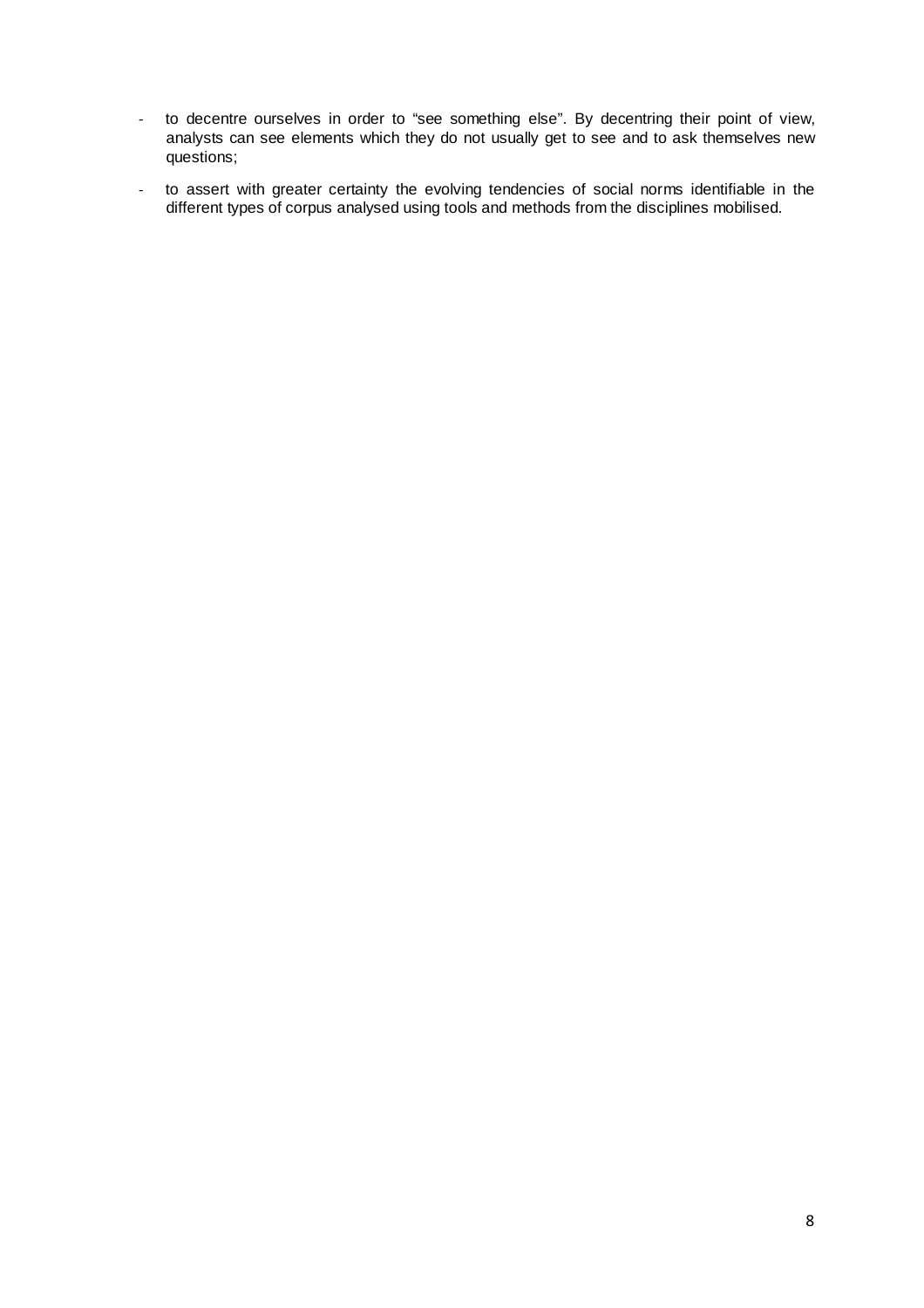- to decentre ourselves in order to “see something else”. By decentring their point of view, analysts can see elements which they do not usually get to see and to ask themselves new questions;
- to assert with greater certainty the evolving tendencies of social norms identifiable in the different types of corpus analysed using tools and methods from the disciplines mobilised.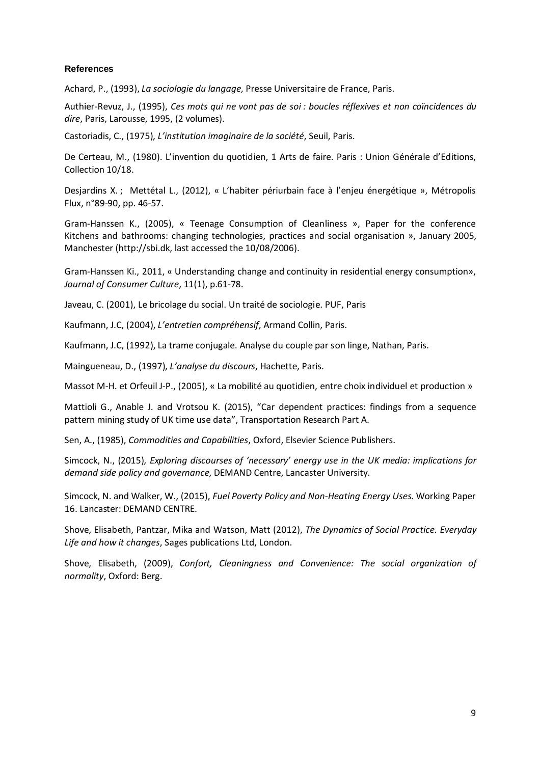**References**

Achard, P., (1993), *La sociologie du langage*, Presse Universitaire de France, Paris.

Authier-Revuz, J., (1995), *Ces mots qui ne vont pas de soi : boucles réflexives et non coïncidences du dire*, Paris, Larousse, 1995, (2 volumes).

Castoriadis, C., (1975), *L'institution imaginaire de la société*, Seuil, Paris.

De Certeau, M., (1980). L'invention du quotidien, 1 Arts de faire. Paris : Union Générale d'Editions, Collection 10/18.

Desjardins X. ; Mettétal L., (2012), « L'habiter périurbain face à l'enjeu énergétique », Métropolis Flux, n°89-90, pp. 46-57.

Gram-Hanssen K., (2005), « Teenage Consumption of Cleanliness », Paper for the conference Kitchens and bathrooms: changing technologies, practices and social organisation », January 2005, Manchester (http://sbi.dk, last accessed the 10/08/2006).

Gram-Hanssen Ki., 2011, « Understanding change and continuity in residential energy consumption», *Journal of Consumer Culture*, 11(1), p.61-78.

Javeau, C. (2001), Le bricolage du social. Un traité de sociologie. PUF, Paris

Kaufmann, J.C, (2004), *L'entretien compréhensif*, Armand Collin, Paris.

Kaufmann, J.C, (1992), La trame conjugale. Analyse du couple par son linge, Nathan, Paris.

Maingueneau, D., (1997), *L'analyse du discours*, Hachette, Paris.

Massot M-H. et Orfeuil J-P., (2005), « La mobilité au quotidien, entre choix individuel et production »

Mattioli G., Anable J. and Vrotsou K. (2015), "Car dependent practices: findings from a sequence pattern mining study of UK time use data", Transportation Research Part A.

Sen, A., (1985), *Commodities and Capabilities*, Oxford, Elsevier Science Publishers.

Simcock, N., (2015)*, Exploring discourses of 'necessary' energy use in the UK media: implications for demand side policy and governance*, DEMAND Centre, Lancaster University.

Simcock, N. and Walker, W., (2015), *Fuel Poverty Policy and Non-Heating Energy Uses.* Working Paper 16. Lancaster: DEMAND CENTRE.

Shove, Elisabeth, Pantzar, Mika and Watson, Matt (2012), *The Dynamics of Social Practice. Everyday Life and how it changes*, Sages publications Ltd, London.

Shove, Elisabeth, (2009), *Confort, Cleaningness and Convenience: The social organization of normality*, Oxford: Berg.